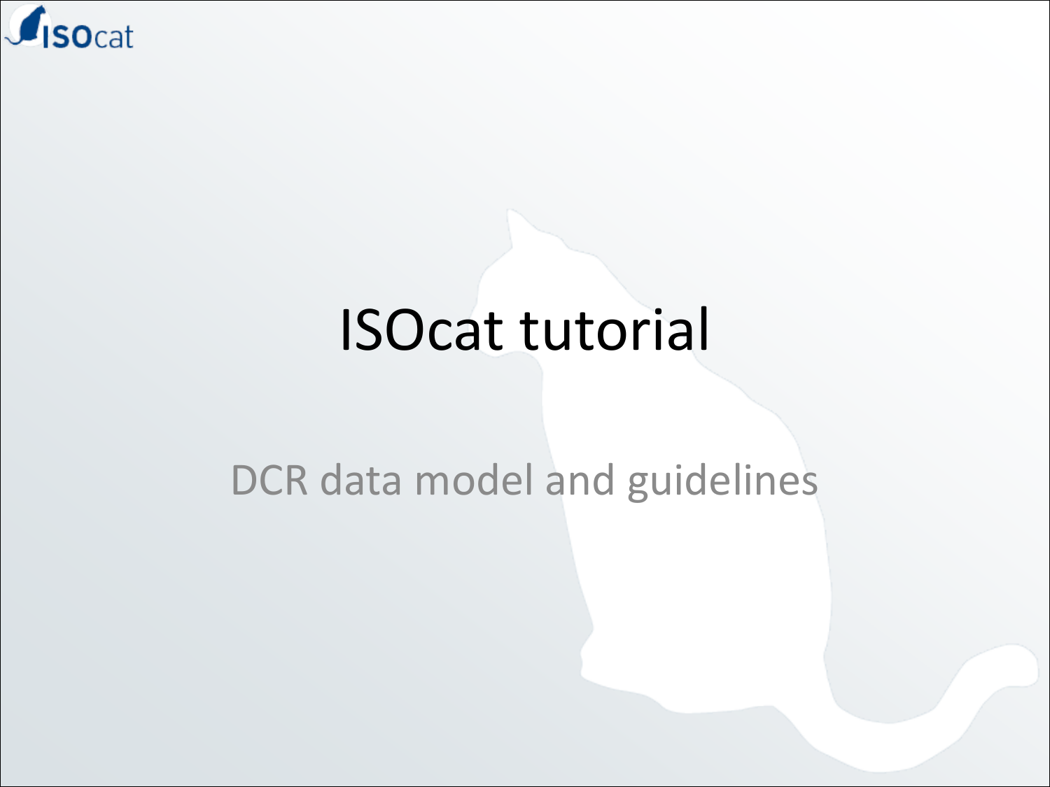# ISOcat tutorial

## DCR data model and guidelines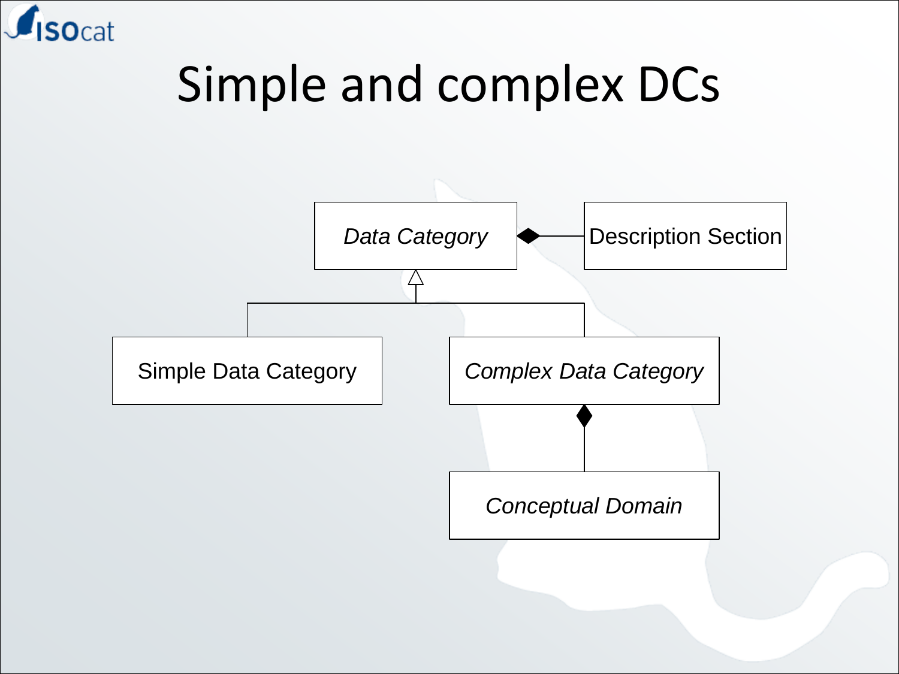# Simple and complex DCs

*Data Category*

Description Section

Simple Data Category

*Complex Data Category*

*Conceptual Domain*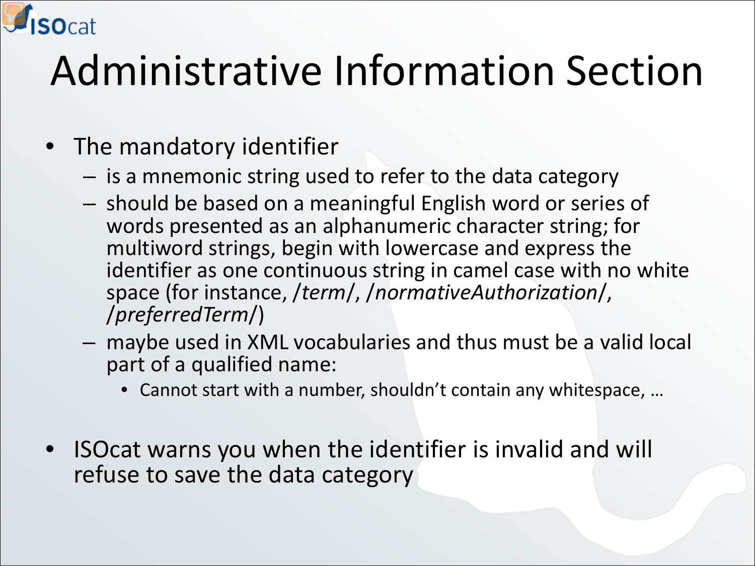# Administrative Information Section

- The mandatory identifier
  - is a mnemonic string used to refer to the data category
  - should be based on a meaningful English word or series of words presented as an alphanumeric character string; for multiword strings, begin with lowercase and express the identifier as one continuous string in camel case with no white space (for instance, */term/*, */normativeAuthorization/*, */preferredTerm/*)
  - maybe used in XML vocabularies and thus must be a valid local part of a qualified name:
    - Cannot start with a number, shouldn't contain any whitespace, …

- ISOcat warns you when the identifier is invalid and will refuse to save the data category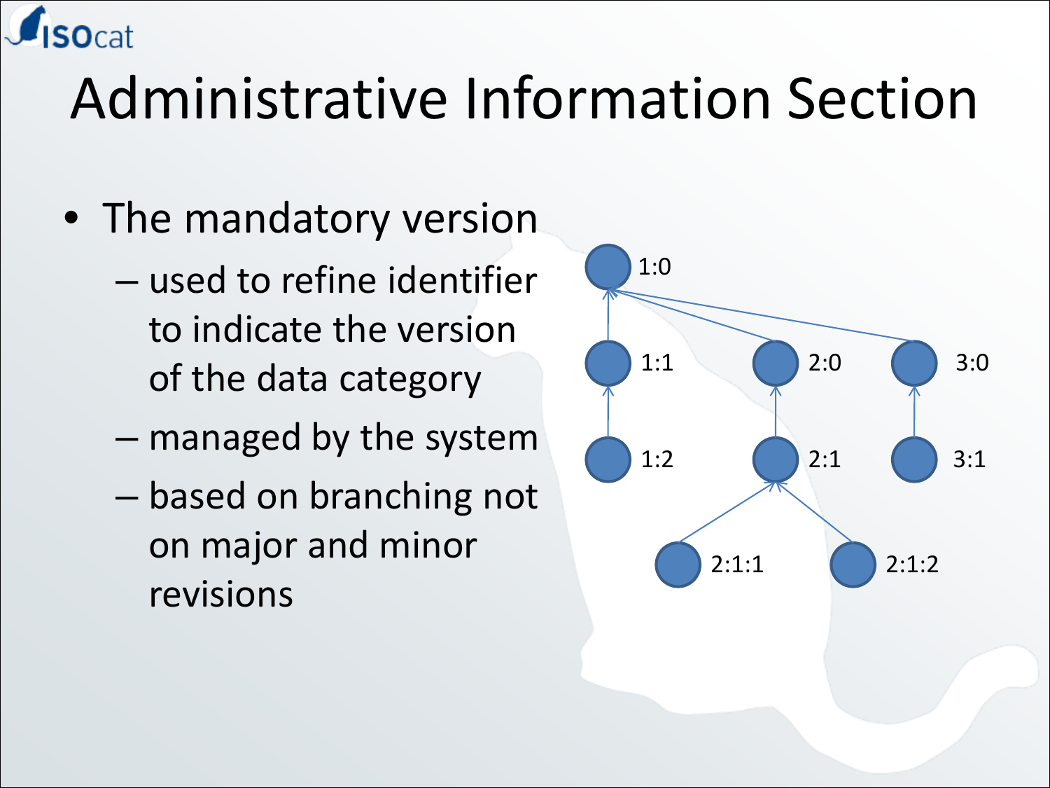# Administrative Information Section

- The mandatory version
  - used to refine identifier to indicate the version of the data category
  - managed by the system
  - based on branching not on major and minor revisions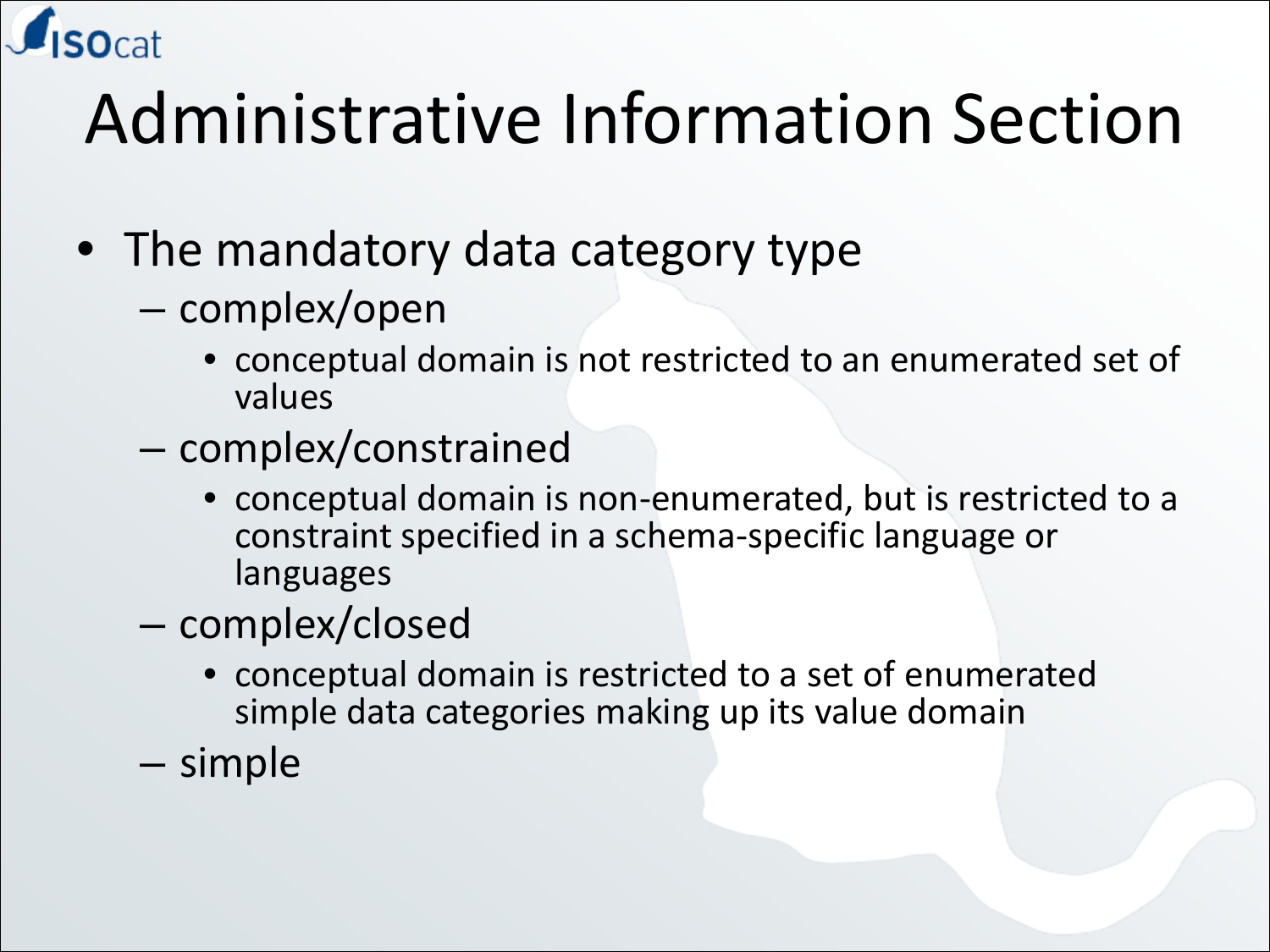# Administrative Information Section

- The mandatory data category type
  - complex/open
    - conceptual domain is not restricted to an enumerated set of values
  - complex/constrained
    - conceptual domain is non-enumerated, but is restricted to a constraint specified in a schema-specific language or languages
  - complex/closed
    - conceptual domain is restricted to a set of enumerated simple data categories making up its value domain
  - simple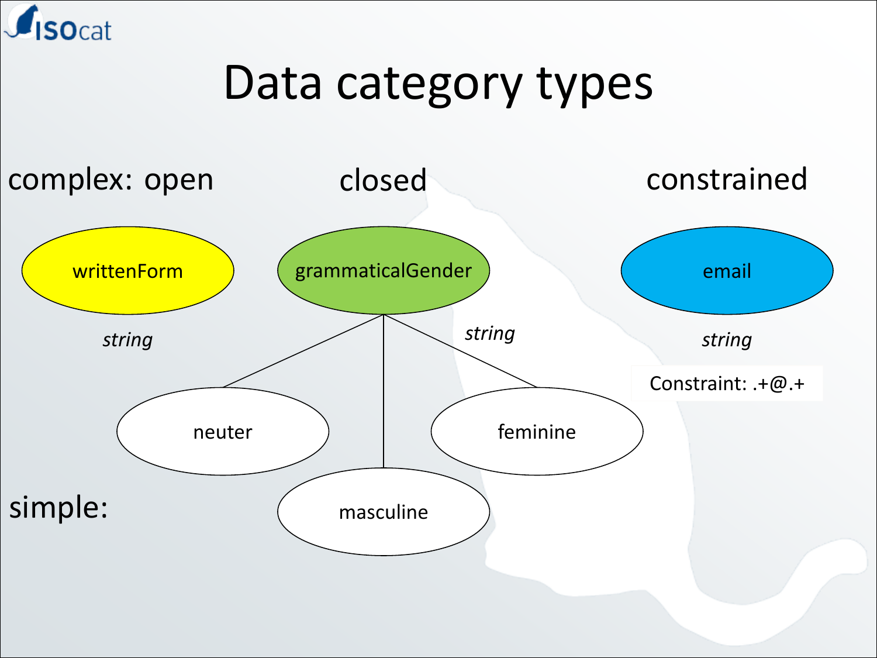# Data category types

complex: open

writtenForm

*string*

closed

grammaticalGender

*string*

neuter

masculine

feminine

constrained

email

*string*

Constraint: .+@.+

simple: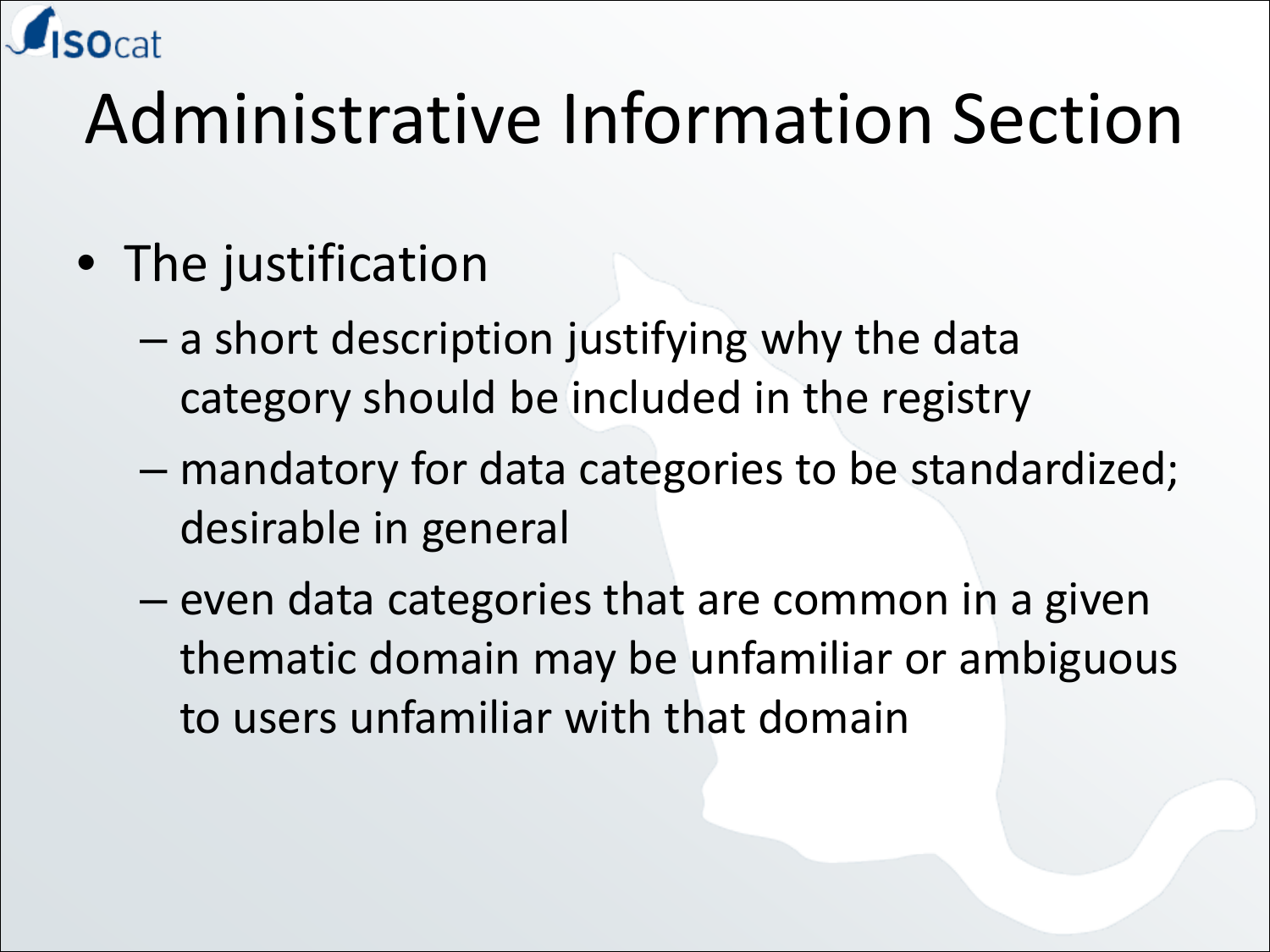# Administrative Information Section

- The justification
  - a short description justifying why the data category should be included in the registry
  - mandatory for data categories to be standardized; desirable in general
  - even data categories that are common in a given thematic domain may be unfamiliar or ambiguous to users unfamiliar with that domain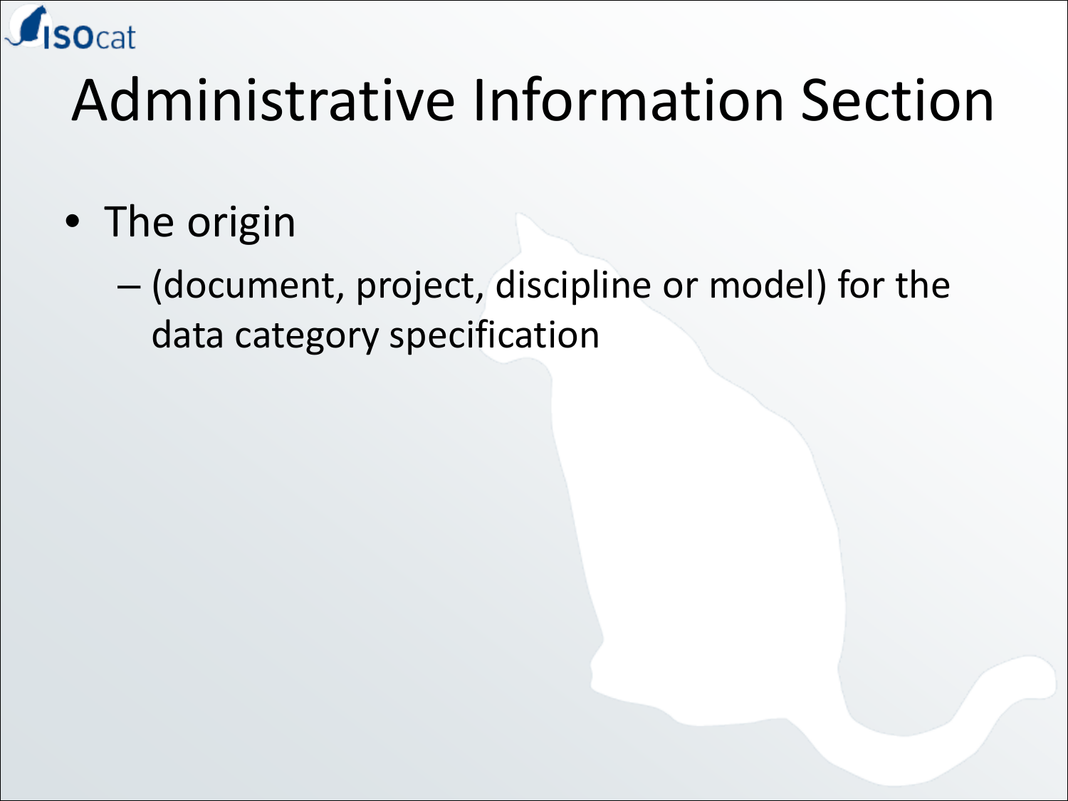# Administrative Information Section

- The origin
  - (document, project, discipline or model) for the data category specification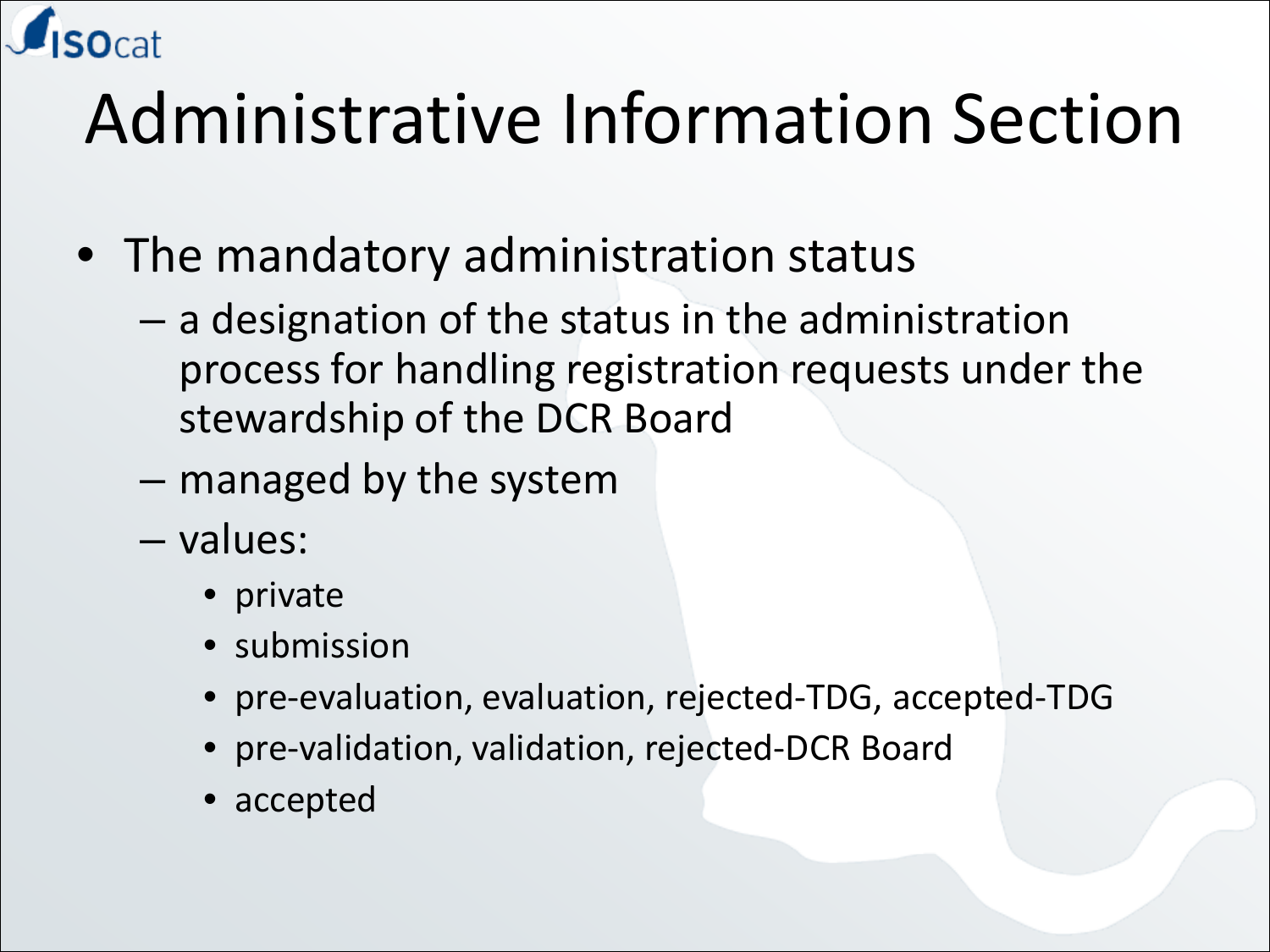# Administrative Information Section

- The mandatory administration status
  - a designation of the status in the administration process for handling registration requests under the stewardship of the DCR Board
  - managed by the system
  - values:
    - private
    - submission
    - pre-evaluation, evaluation, rejected-TDG, accepted-TDG
    - pre-validation, validation, rejected-DCR Board
    - accepted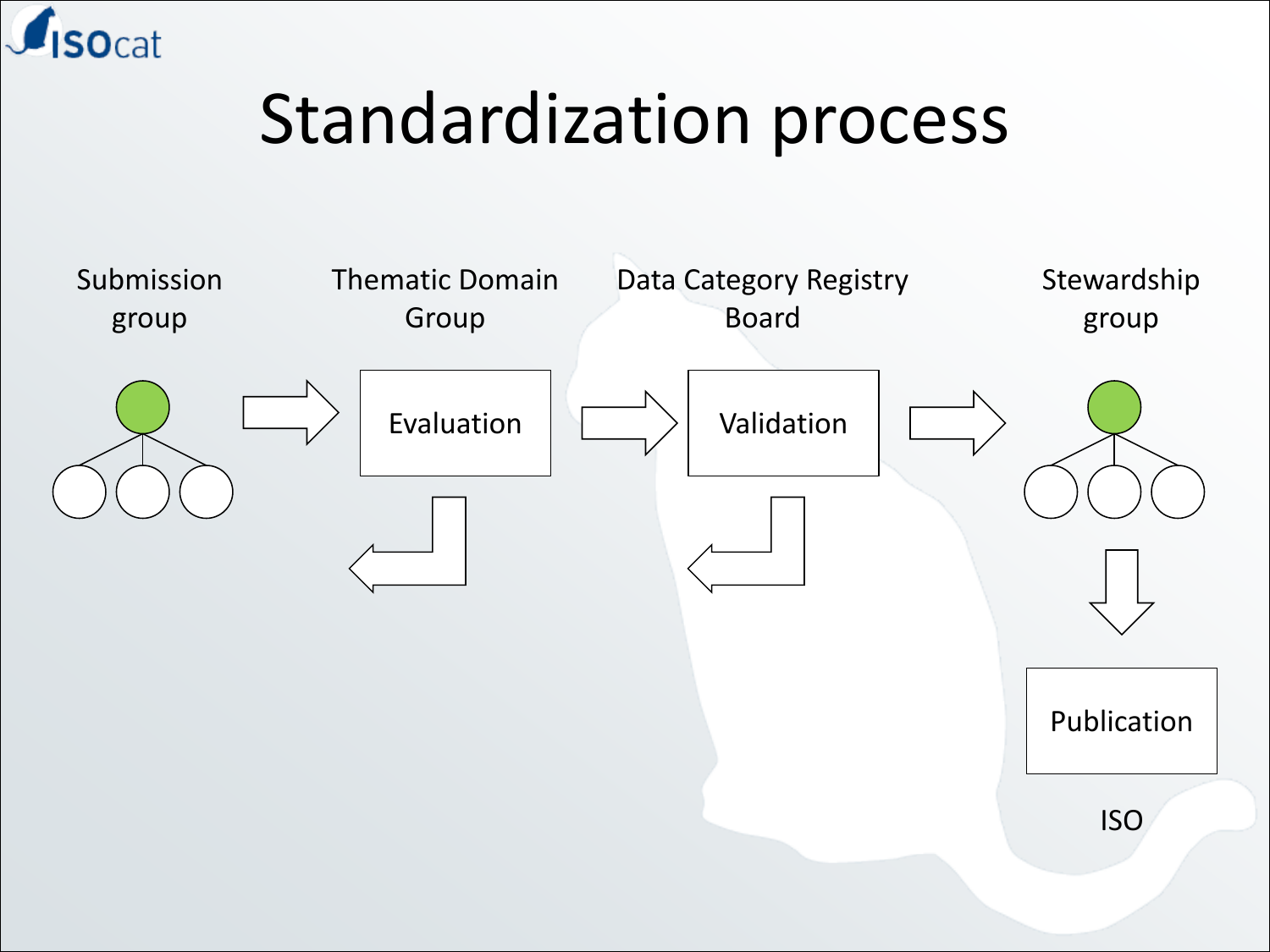# Standardization process

Submission group

Thematic Domain Group

Evaluation

Data Category Registry Board

Validation

Stewardship group

Publication

ISO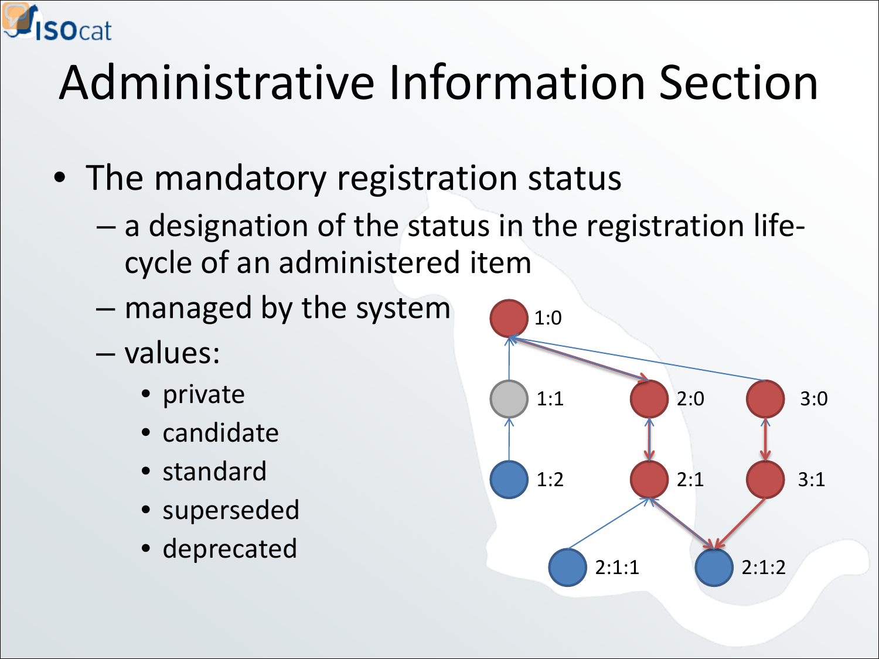# Administrative Information Section

- The mandatory registration status
  - a designation of the status in the registration life-cycle of an administered item
  - managed by the system
  - values:
    - private
    - candidate
    - standard
    - superseded
    - deprecated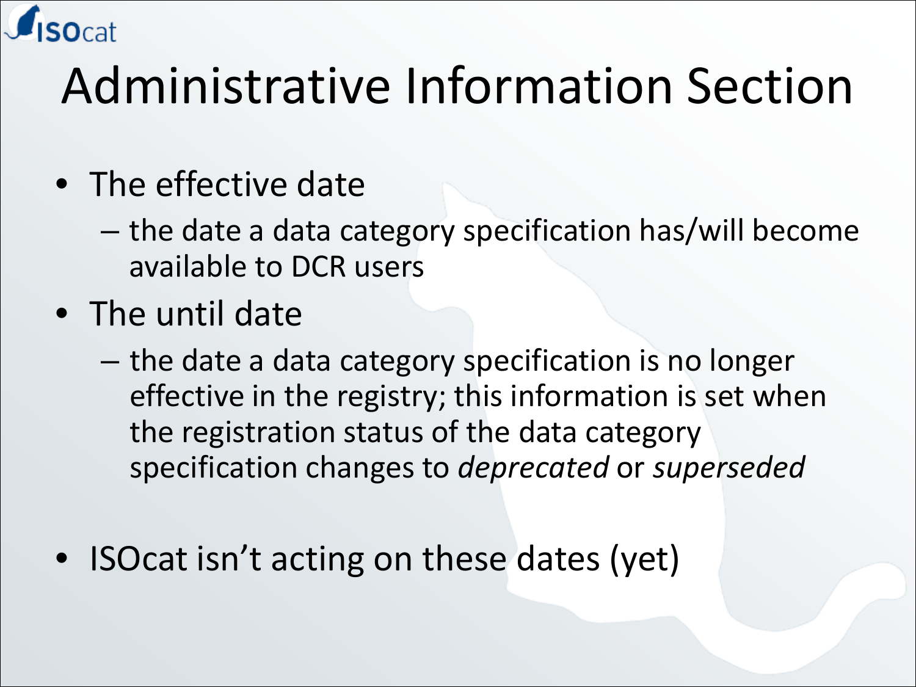# Administrative Information Section

- The effective date
  - the date a data category specification has/will become available to DCR users
- The until date
  - the date a data category specification is no longer effective in the registry; this information is set when the registration status of the data category specification changes to *deprecated* or *superseded*

- ISOcat isn't acting on these dates (yet)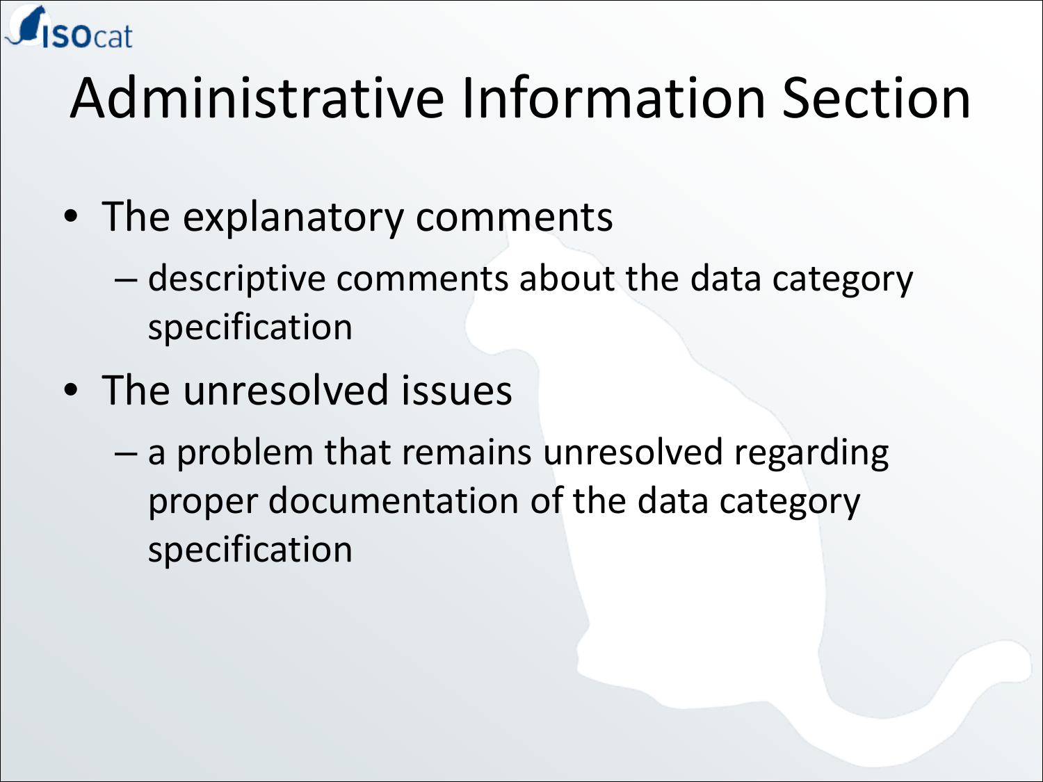# Administrative Information Section

- The explanatory comments
  - descriptive comments about the data category specification
- The unresolved issues
  - a problem that remains unresolved regarding proper documentation of the data category specification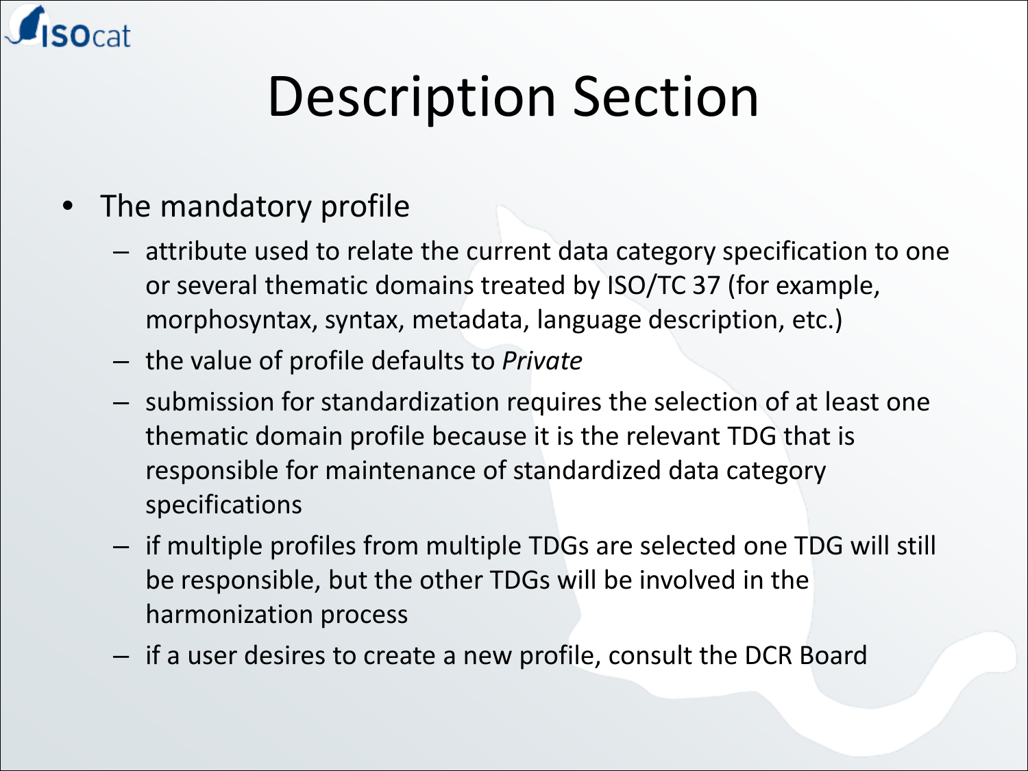# Description Section

- The mandatory profile
  - attribute used to relate the current data category specification to one or several thematic domains treated by ISO/TC 37 (for example, morphosyntax, syntax, metadata, language description, etc.)
  - the value of profile defaults to *Private*
  - submission for standardization requires the selection of at least one thematic domain profile because it is the relevant TDG that is responsible for maintenance of standardized data category specifications
  - if multiple profiles from multiple TDGs are selected one TDG will still be responsible, but the other TDGs will be involved in the harmonization process
  - if a user desires to create a new profile, consult the DCR Board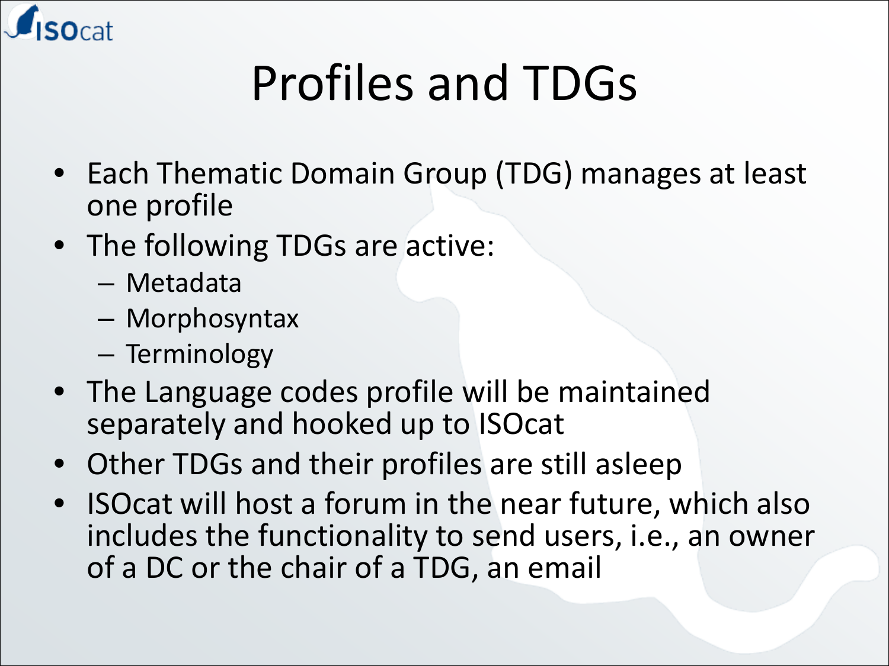# Profiles and TDGs

- Each Thematic Domain Group (TDG) manages at least one profile
- The following TDGs are active:
  - Metadata
  - Morphosyntax
  - Terminology
- The Language codes profile will be maintained separately and hooked up to ISOcat
- Other TDGs and their profiles are still asleep
- ISOcat will host a forum in the near future, which also includes the functionality to send users, i.e., an owner of a DC or the chair of a TDG, an email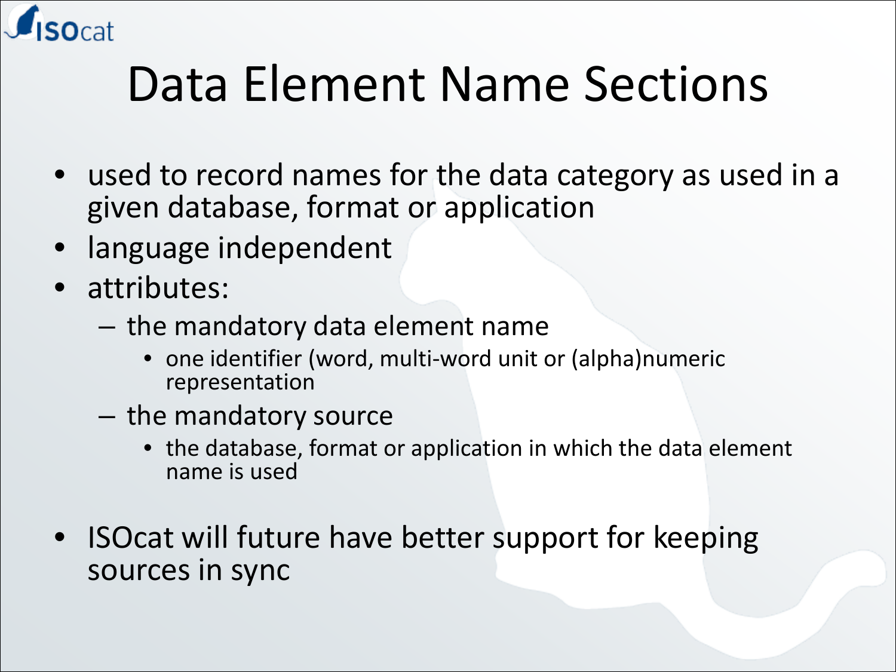# Data Element Name Sections

- used to record names for the data category as used in a given database, format or application
- language independent
- attributes:
  - the mandatory data element name
    - one identifier (word, multi-word unit or (alpha)numeric representation
  - the mandatory source
    - the database, format or application in which the data element name is used
- ISOcat will future have better support for keeping sources in sync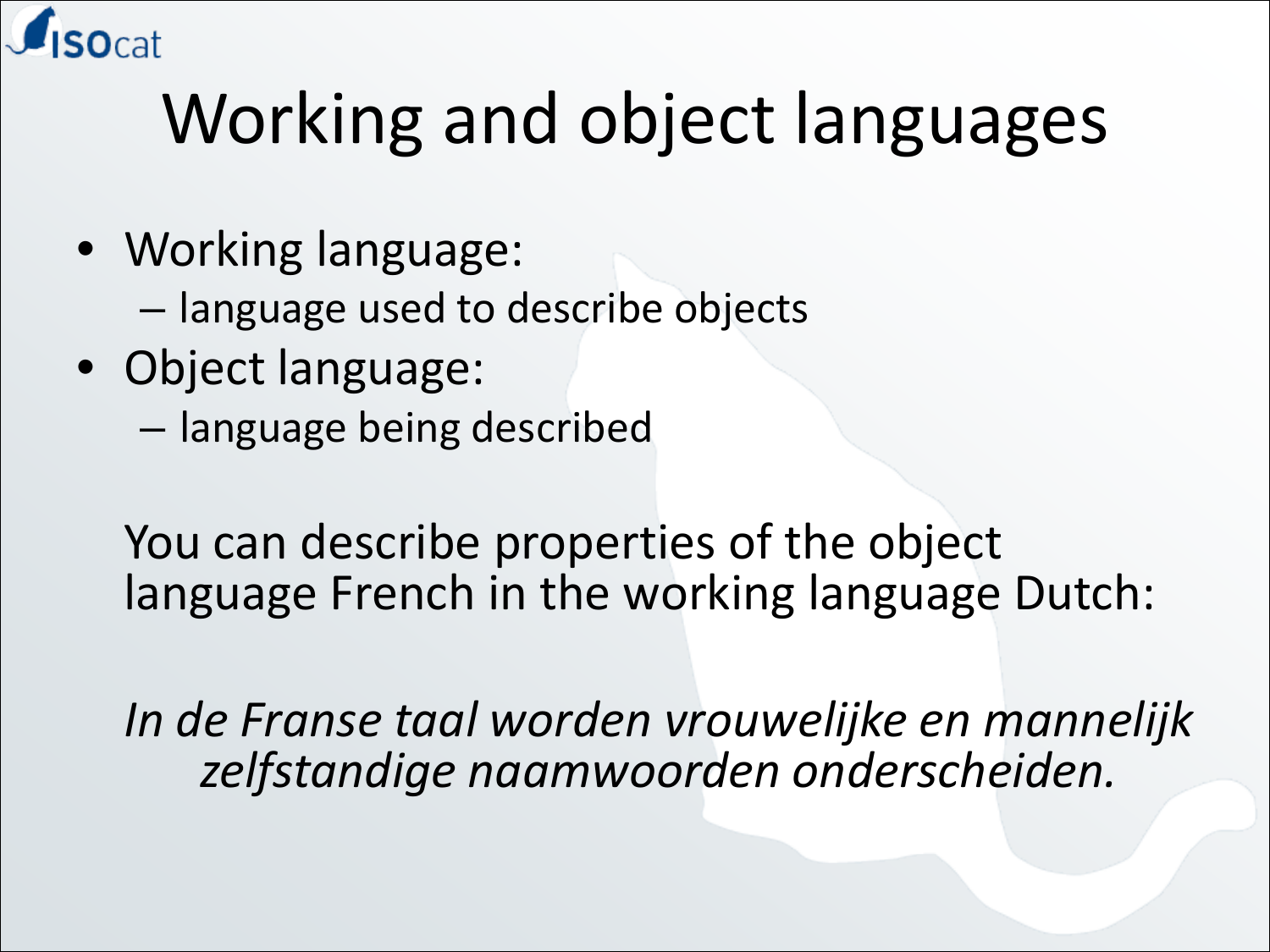# Working and object languages

- Working language:
  - language used to describe objects
- Object language:
  - language being described

You can describe properties of the object language French in the working language Dutch:

*In de Franse taal worden vrouwelijke en mannelijk zelfstandige naamwoorden onderscheiden.*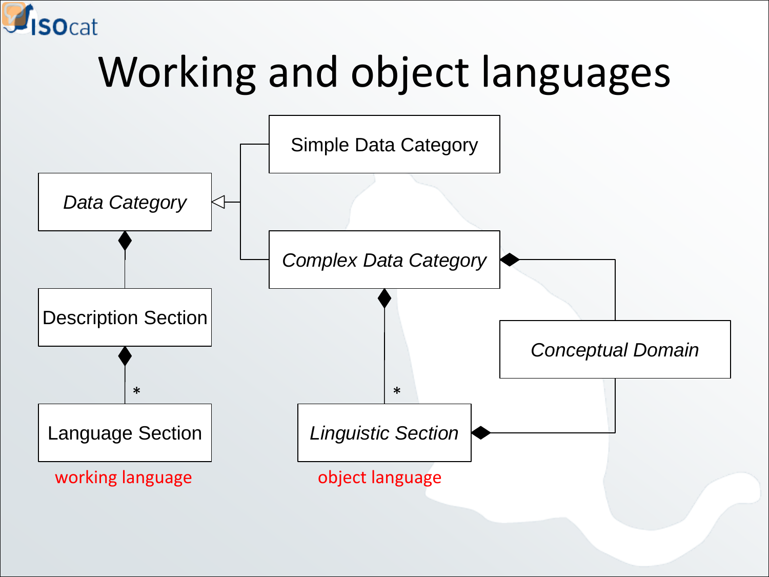# Working and object languages

Simple Data Category

*Data Category*

*Complex Data Category*

Description Section

*Conceptual Domain*

\*

\*

Language Section

*Linguistic Section*

working language

object language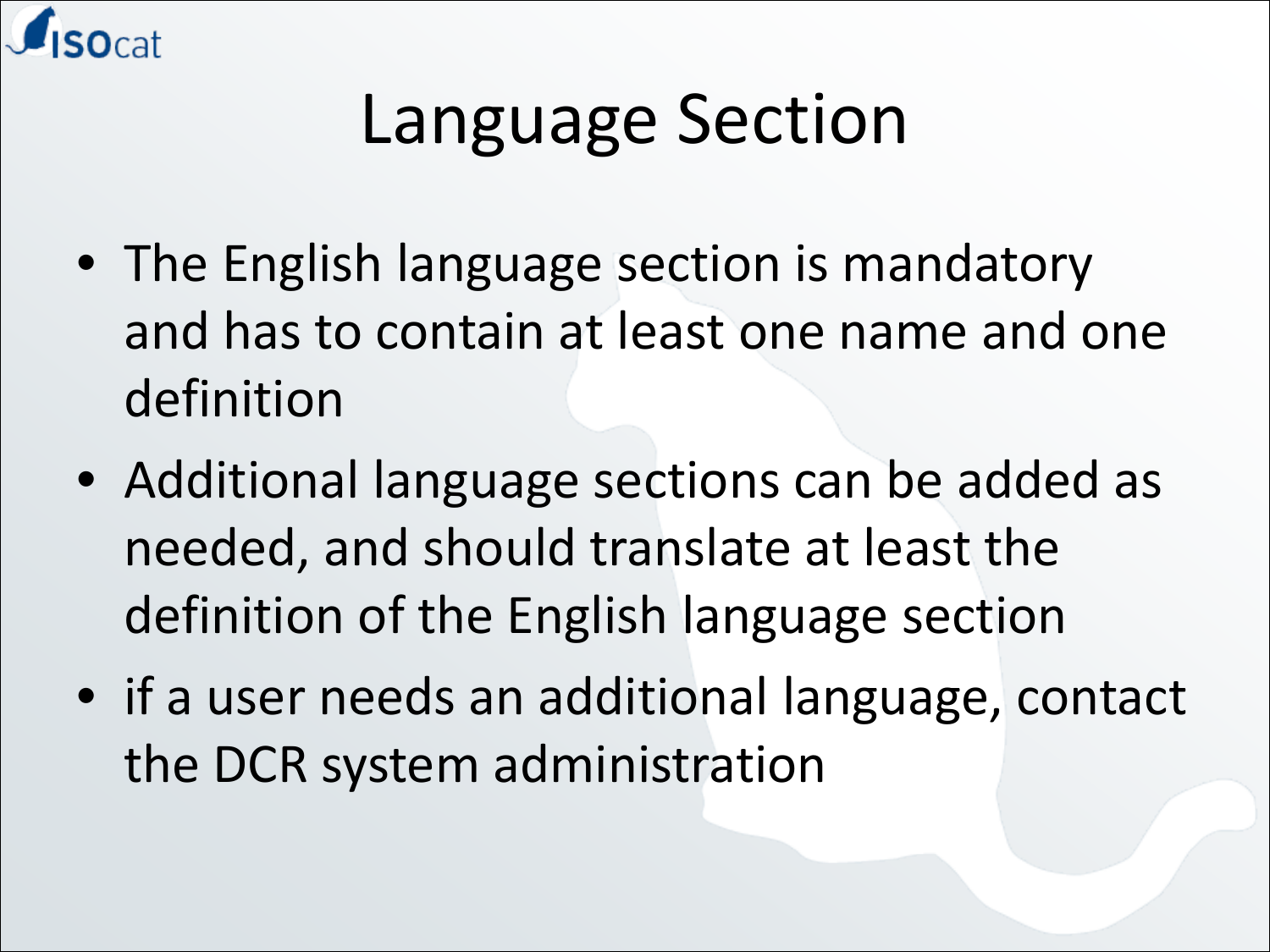# Language Section

- The English language section is mandatory and has to contain at least one name and one definition
- Additional language sections can be added as needed, and should translate at least the definition of the English language section
- if a user needs an additional language, contact the DCR system administration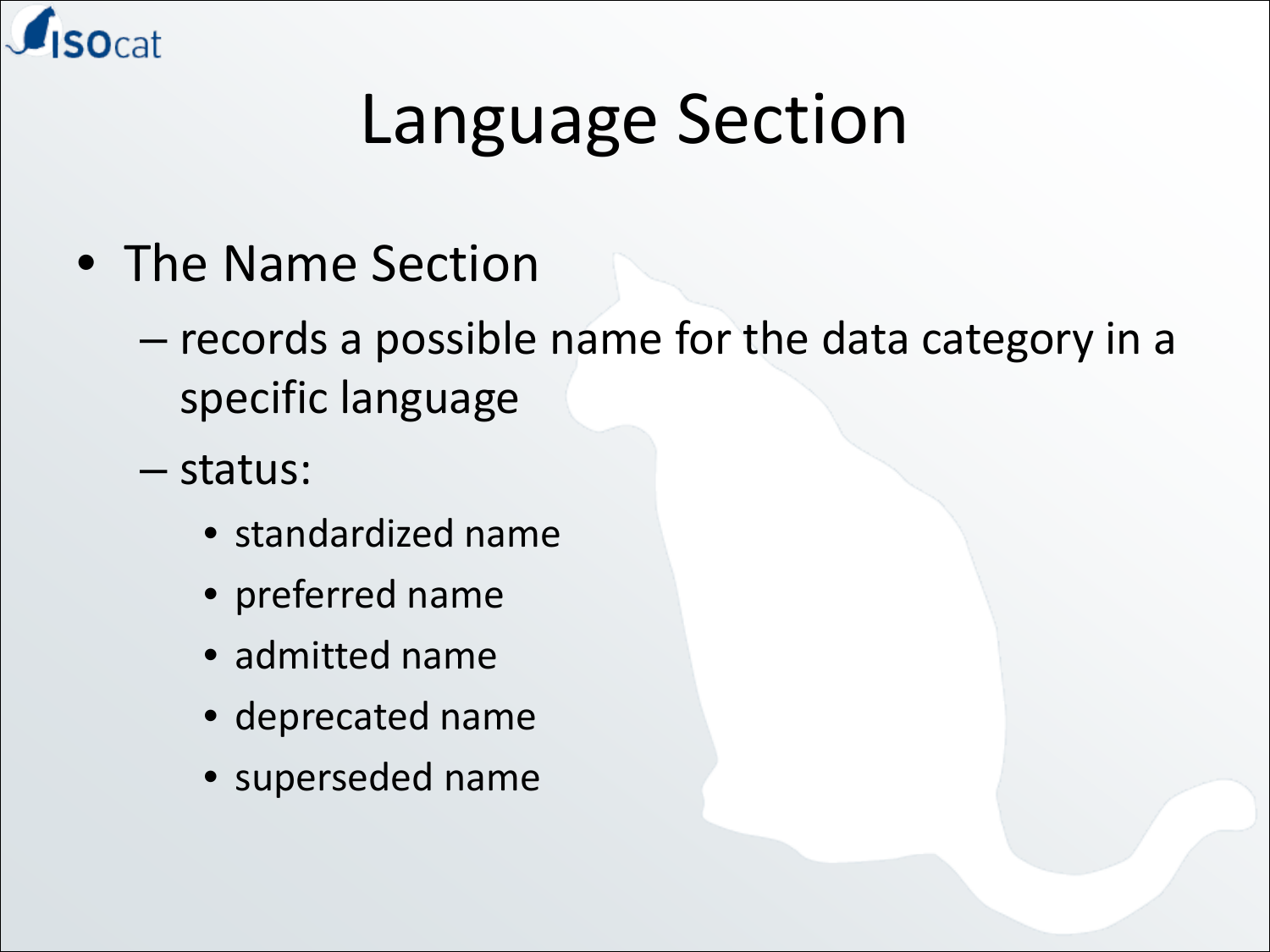# Language Section

- The Name Section
  - records a possible name for the data category in a specific language
  - status:
    - standardized name
    - preferred name
    - admitted name
    - deprecated name
    - superseded name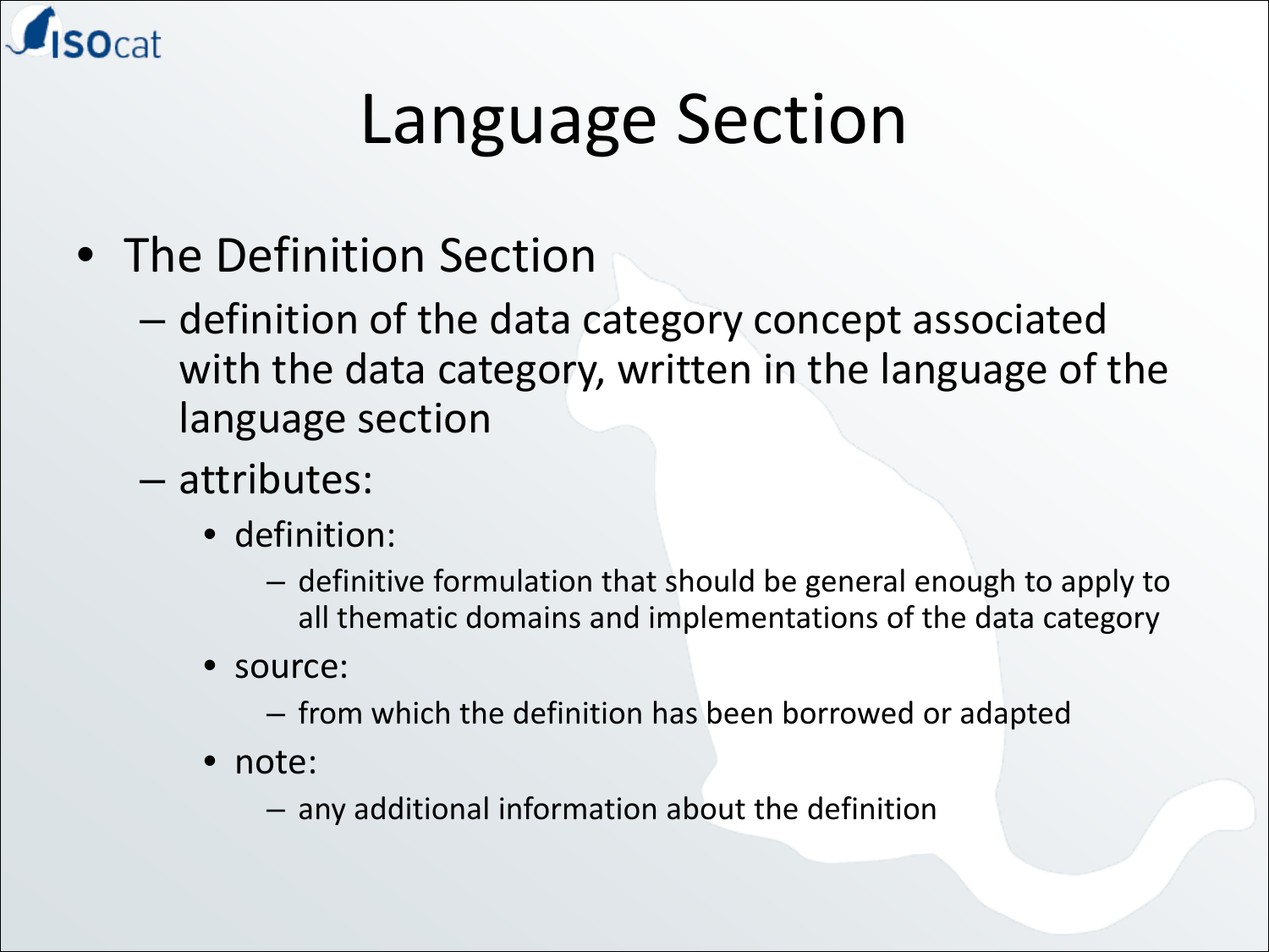# Language Section

- The Definition Section
  - definition of the data category concept associated with the data category, written in the language of the language section
  - attributes:
    - definition:
      - definitive formulation that should be general enough to apply to all thematic domains and implementations of the data category
    - source:
      - from which the definition has been borrowed or adapted
    - note:
      - any additional information about the definition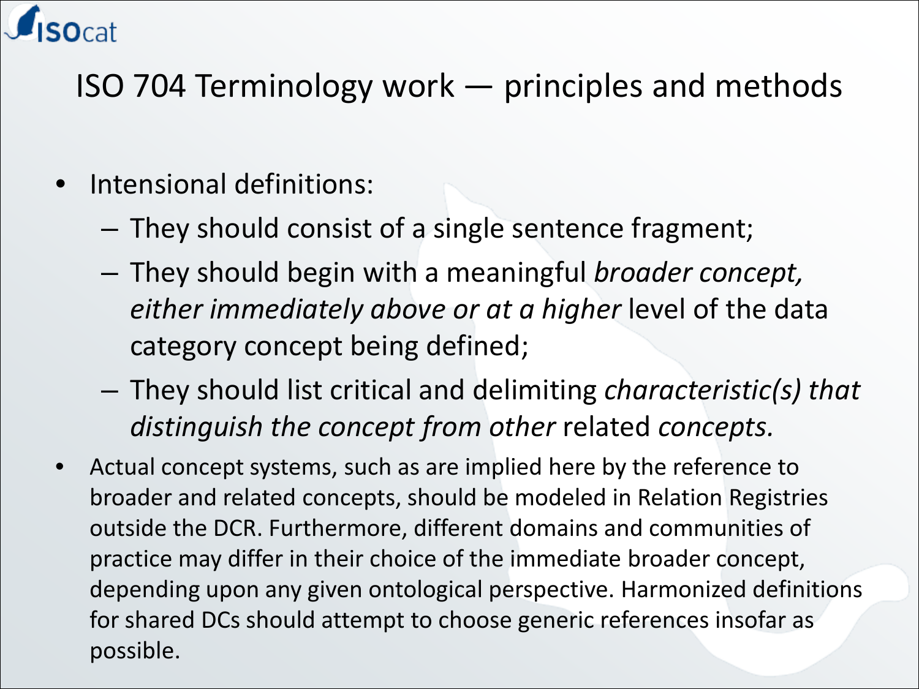# ISO 704 Terminology work — principles and methods

- Intensional definitions:
  - They should consist of a single sentence fragment;
  - They should begin with a meaningful *broader concept, either immediately above or at a higher* level of the data category concept being defined;
  - They should list critical and delimiting *characteristic(s) that distinguish the concept from other* related *concepts.*
- Actual concept systems, such as are implied here by the reference to broader and related concepts, should be modeled in Relation Registries outside the DCR. Furthermore, different domains and communities of practice may differ in their choice of the immediate broader concept, depending upon any given ontological perspective. Harmonized definitions for shared DCs should attempt to choose generic references insofar as possible.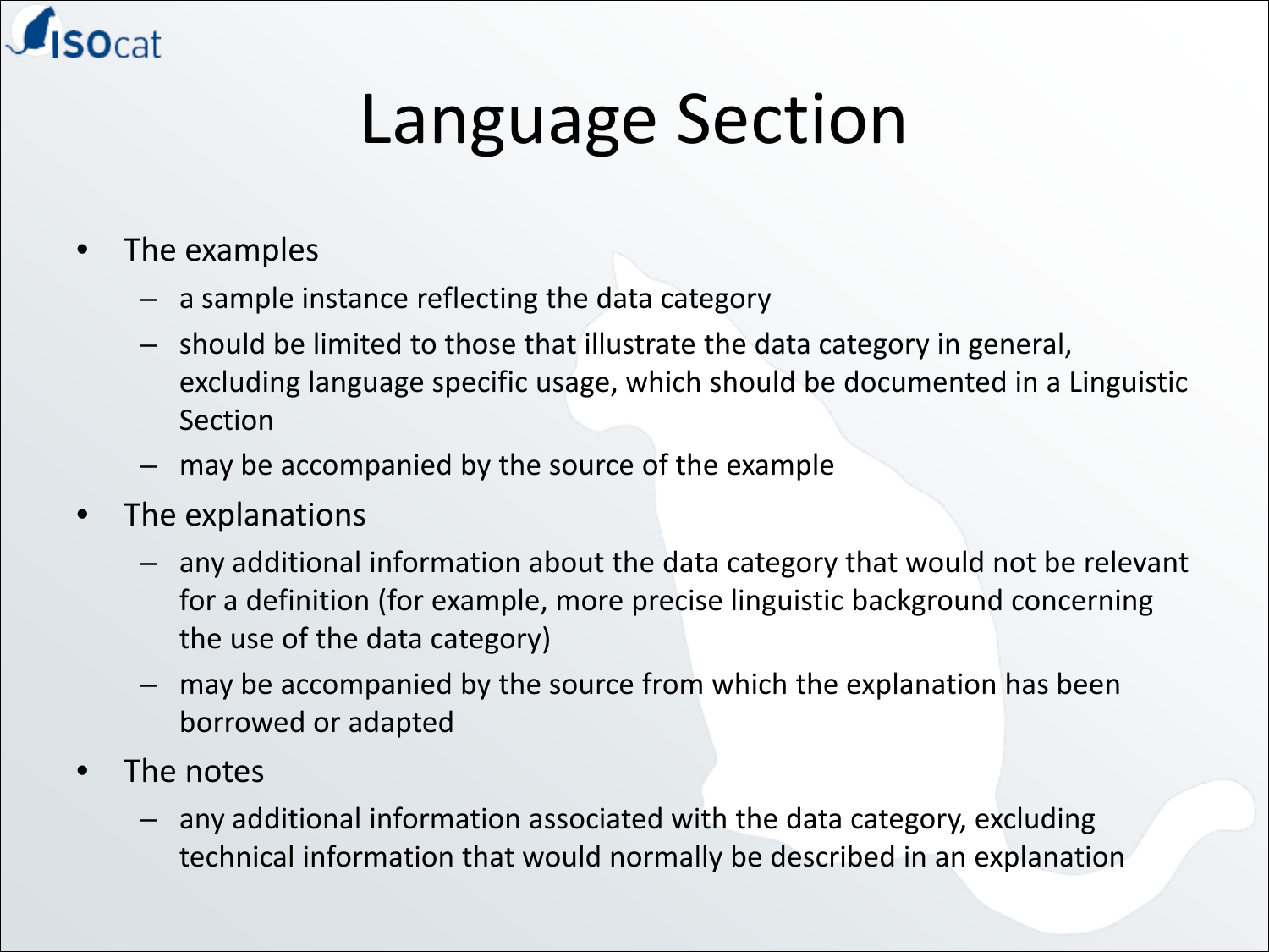# Language Section

- The examples
  - a sample instance reflecting the data category
  - should be limited to those that illustrate the data category in general, excluding language specific usage, which should be documented in a Linguistic Section
  - may be accompanied by the source of the example
- The explanations
  - any additional information about the data category that would not be relevant for a definition (for example, more precise linguistic background concerning the use of the data category)
  - may be accompanied by the source from which the explanation has been borrowed or adapted
- The notes
  - any additional information associated with the data category, excluding technical information that would normally be described in an explanation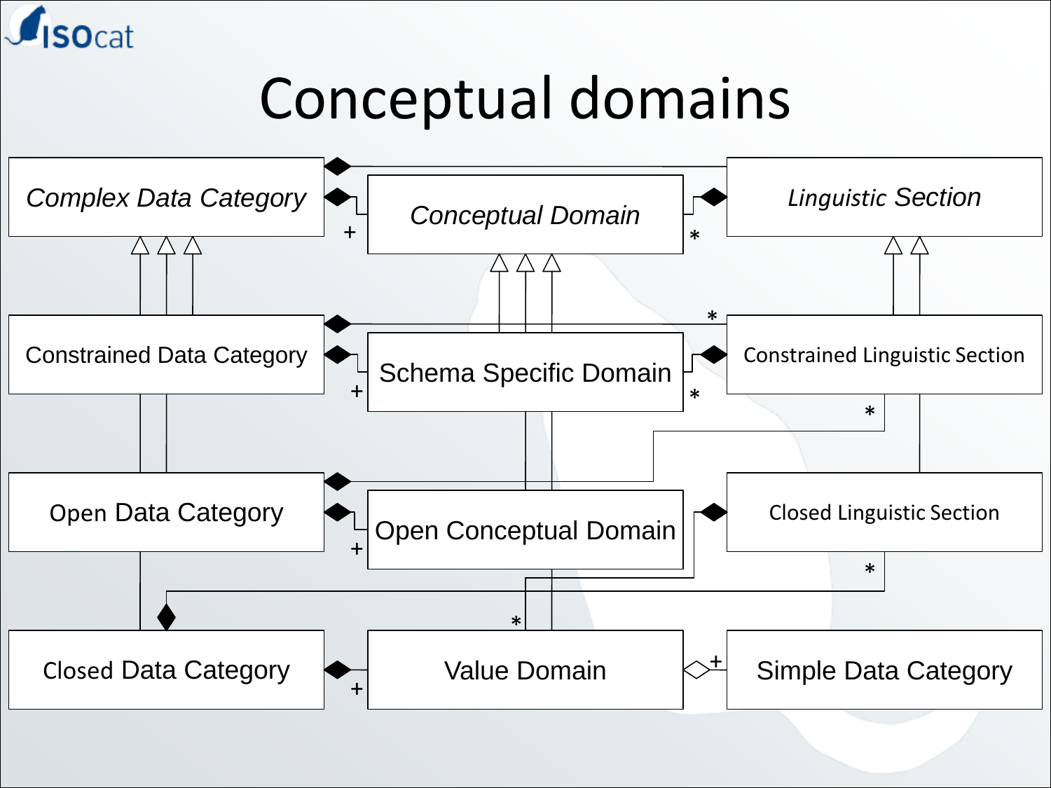# Conceptual domains

*Complex Data Category*

*Conceptual Domain*

*Linguistic Section*

Constrained Data Category

Schema Specific Domain

Constrained Linguistic Section

Open Data Category

Open Conceptual Domain

Closed Linguistic Section

Closed Data Category

Value Domain

Simple Data Category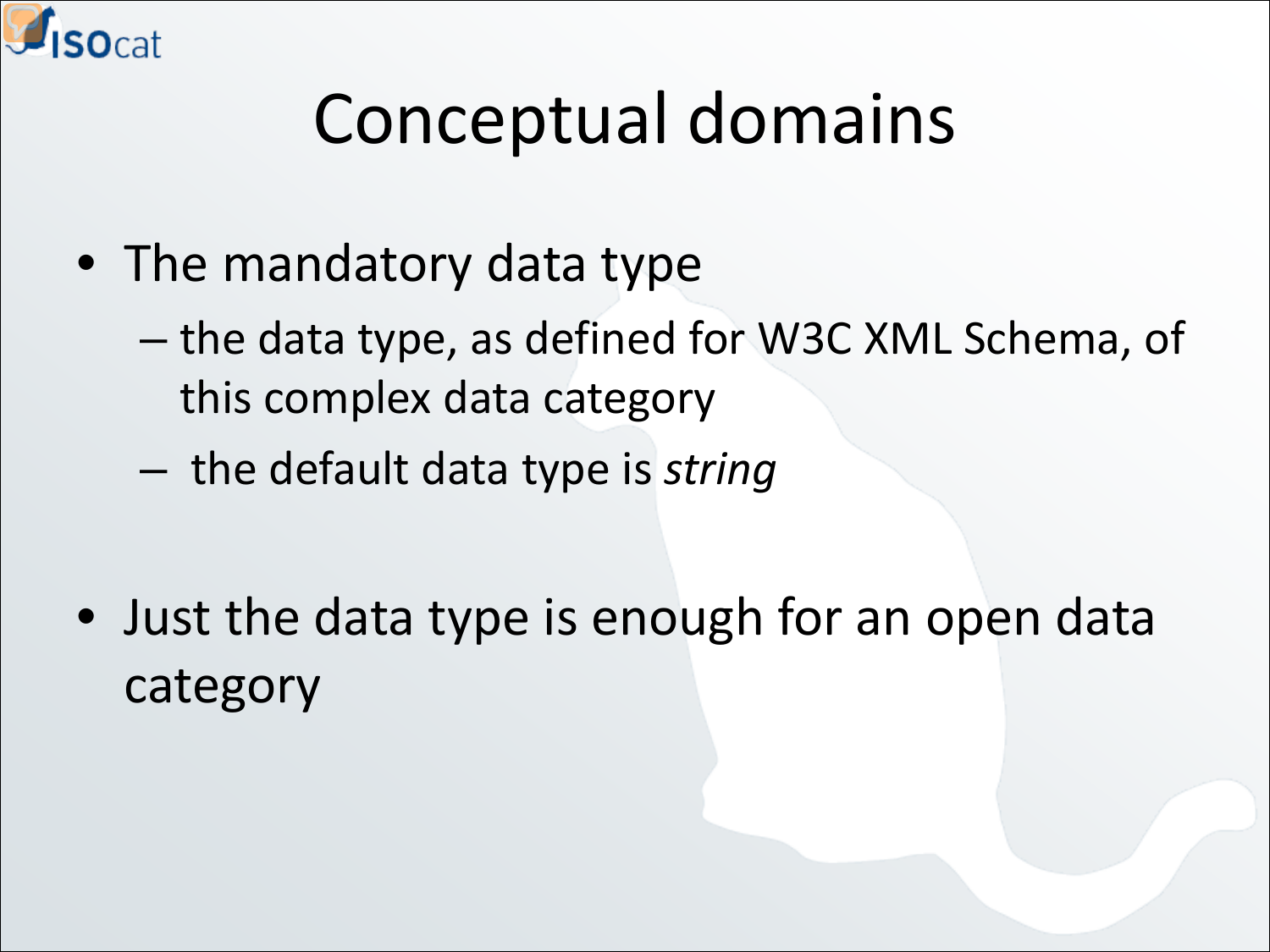# Conceptual domains

- The mandatory data type
  - the data type, as defined for W3C XML Schema, of this complex data category
  - the default data type is *string*

- Just the data type is enough for an open data category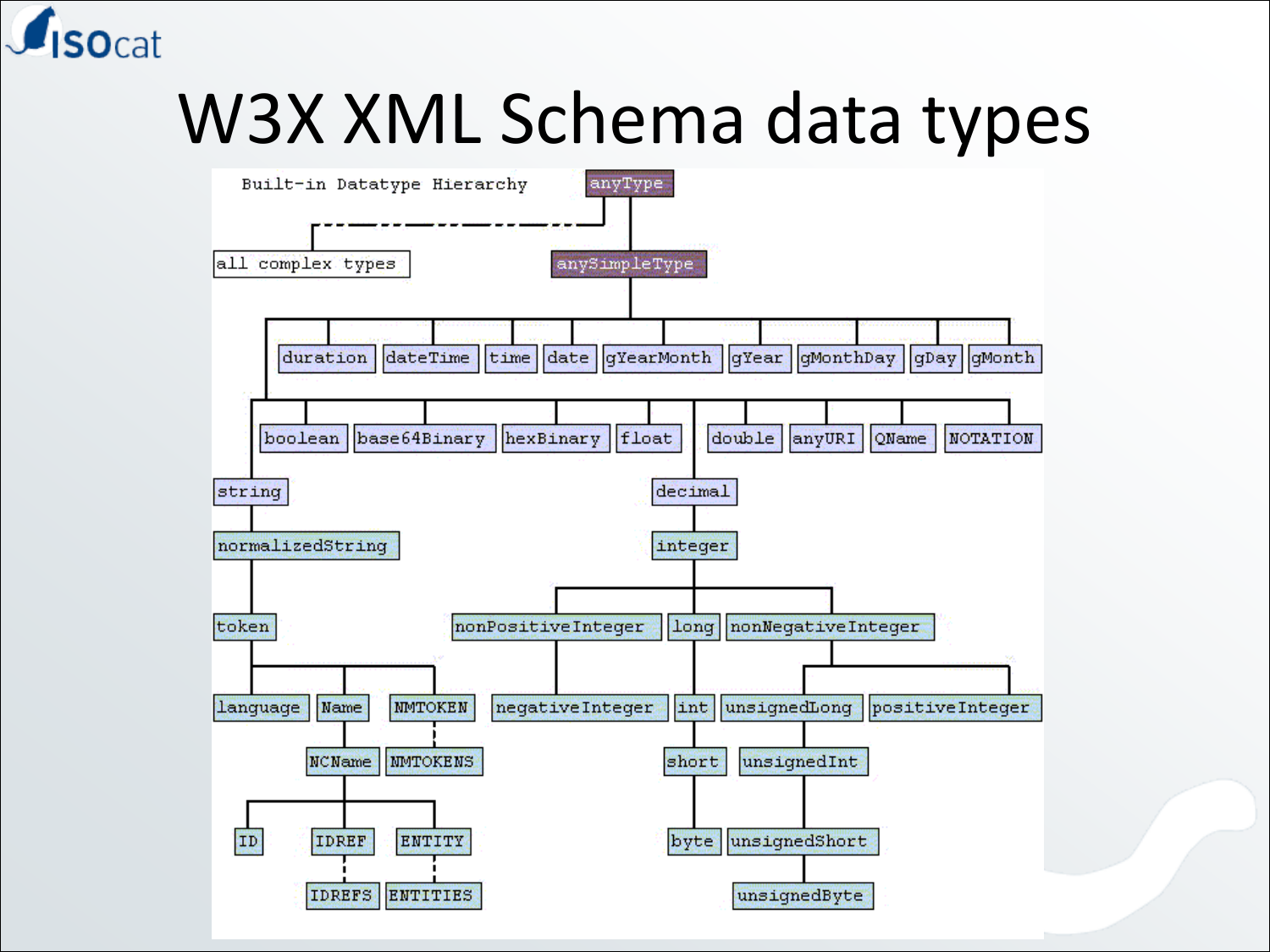# W3X XML Schema data types

Built-in Datatype Hierarchy

anyType

all complex types

anySimpleType

duration, dateTime, time, date, gYearMonth, gYear, gMonthDay, gDay, gMonth

boolean, base64Binary, hexBinary, float, double, anyURI, QName, NOTATION

string

normalizedString

token

language, Name, NMTOKEN

NCName, NMTOKENS

ID, IDREF, ENTITY

IDREFS, ENTITIES

decimal

integer

nonPositiveInteger, long, nonNegativeInteger

negativeInteger, int, unsignedLong, positiveInteger

short, unsignedInt

byte, unsignedShort

unsignedByte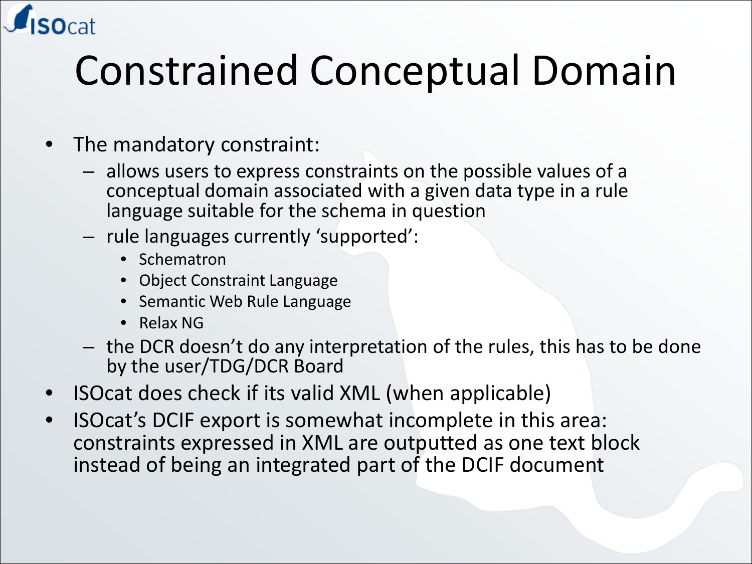# Constrained Conceptual Domain

- The mandatory constraint:
  - allows users to express constraints on the possible values of a conceptual domain associated with a given data type in a rule language suitable for the schema in question
  - rule languages currently 'supported':
    - Schematron
    - Object Constraint Language
    - Semantic Web Rule Language
    - Relax NG
  - the DCR doesn't do any interpretation of the rules, this has to be done by the user/TDG/DCR Board
- ISOcat does check if its valid XML (when applicable)
- ISOcat's DCIF export is somewhat incomplete in this area: constraints expressed in XML are outputted as one text block instead of being an integrated part of the DCIF document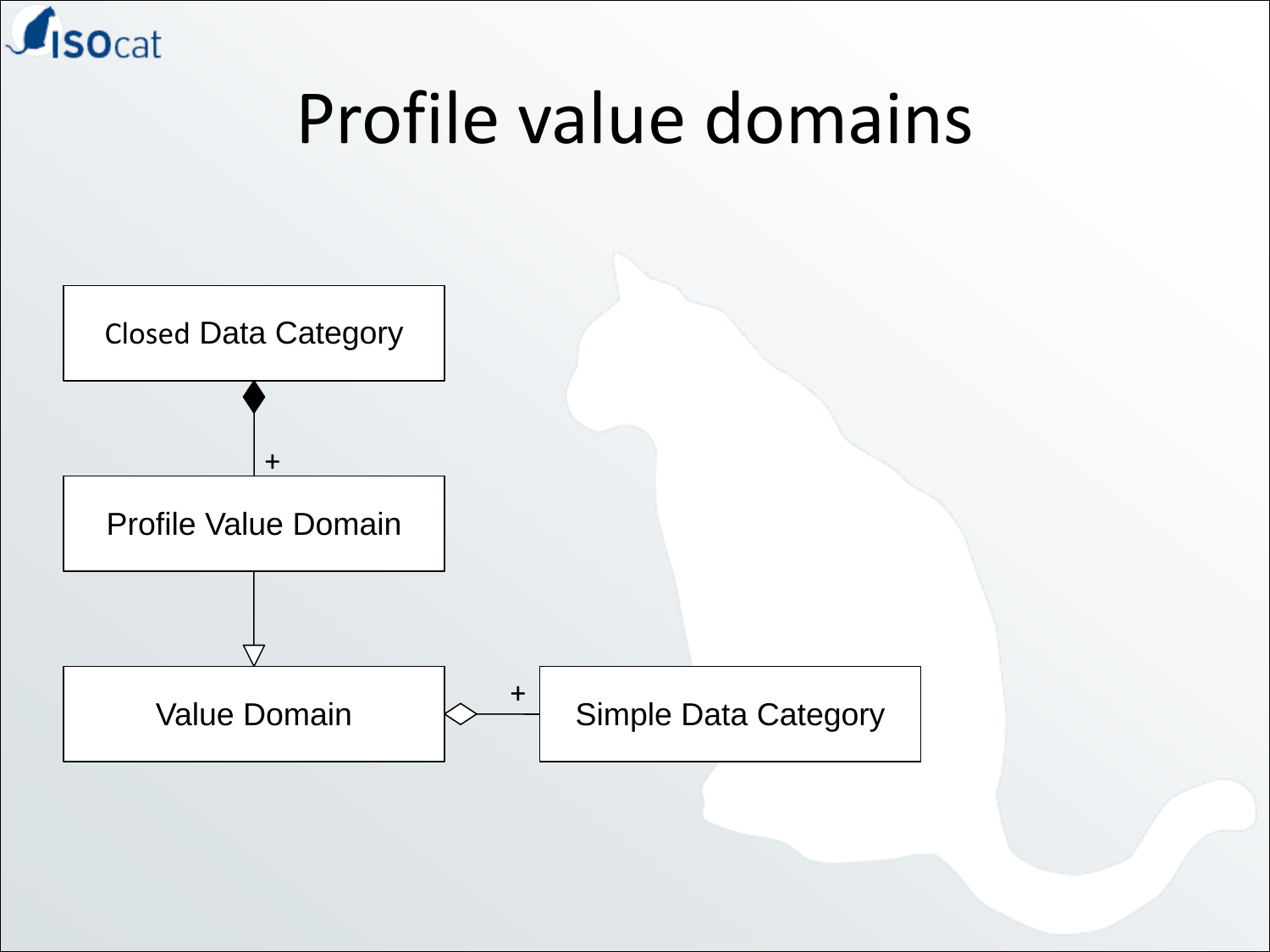# Profile value domains

Closed Data Category

+

Profile Value Domain

Value Domain

+

Simple Data Category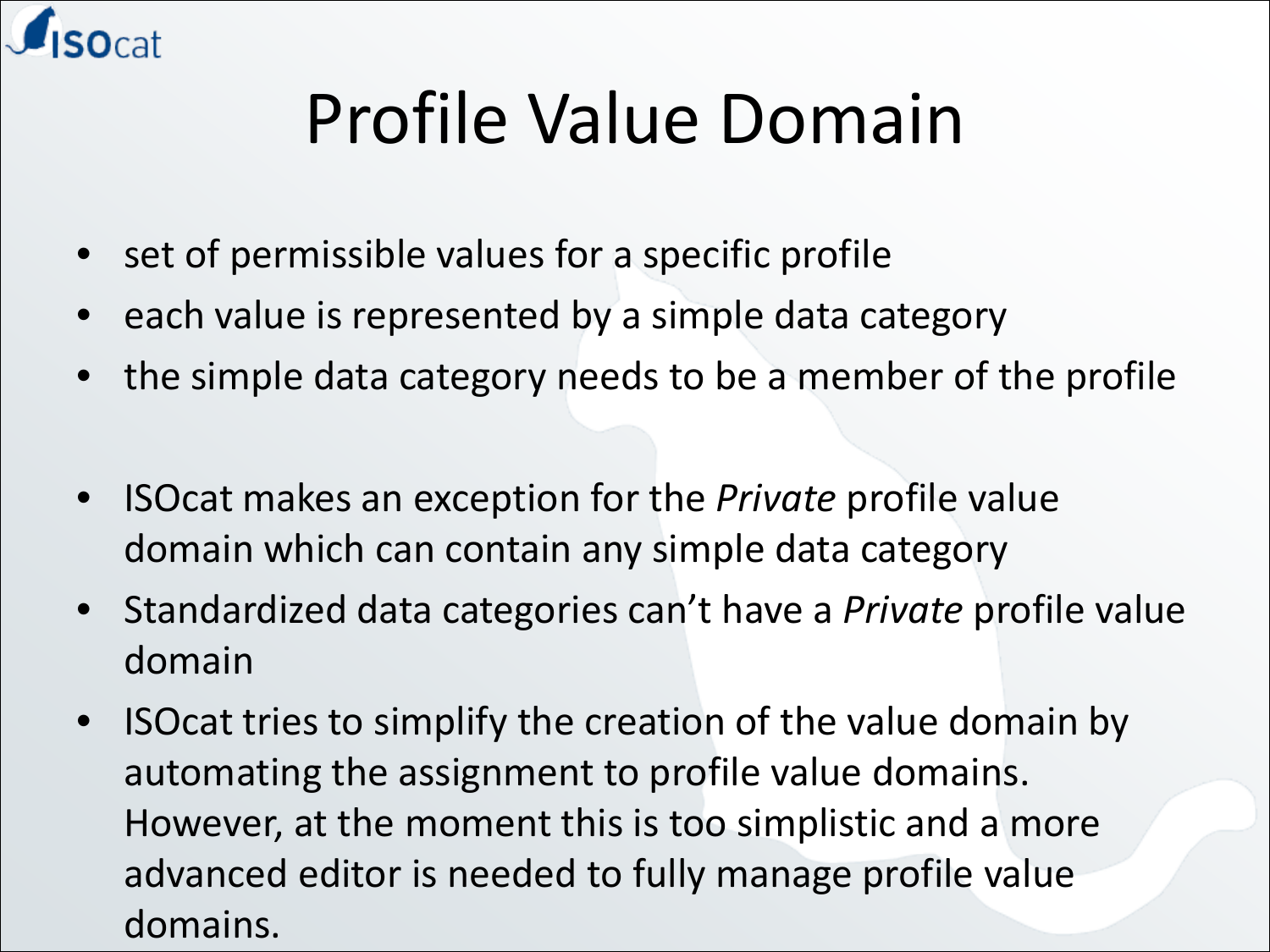# Profile Value Domain

- set of permissible values for a specific profile
- each value is represented by a simple data category
- the simple data category needs to be a member of the profile

- ISOcat makes an exception for the *Private* profile value domain which can contain any simple data category
- Standardized data categories can't have a *Private* profile value domain
- ISOcat tries to simplify the creation of the value domain by automating the assignment to profile value domains. However, at the moment this is too simplistic and a more advanced editor is needed to fully manage profile value domains.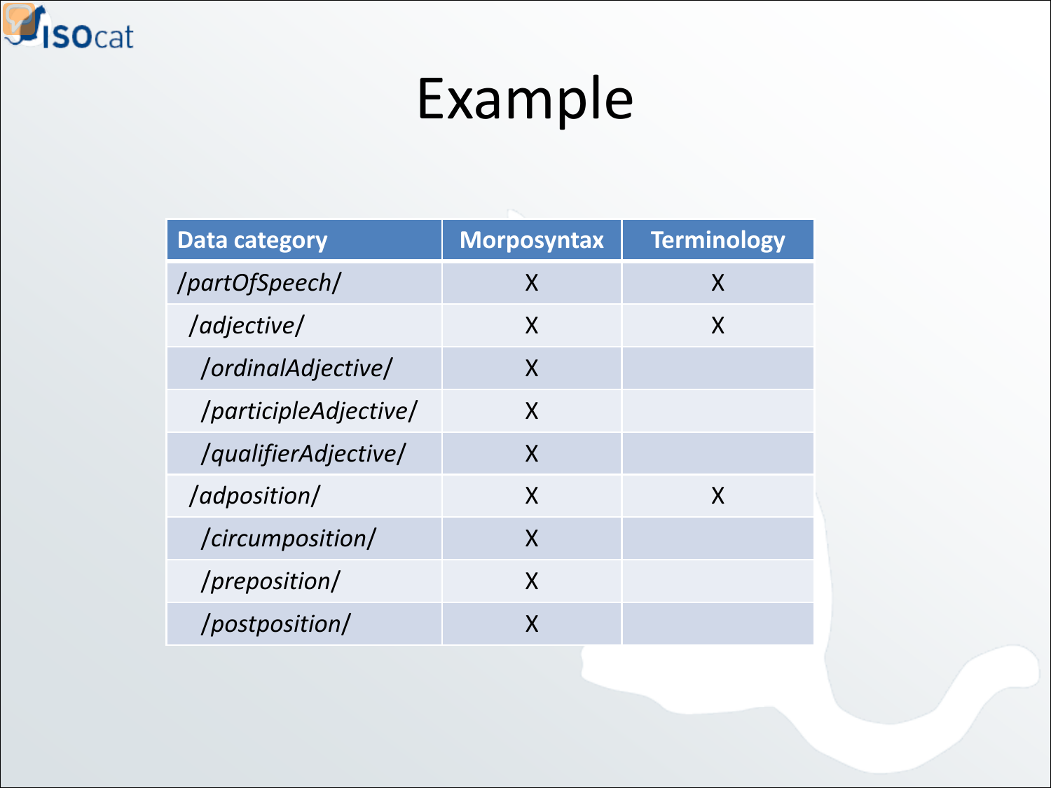# Example

| Data category | Morposyntax | Terminology |
|---|---|---|
| */partOfSpeech/* | X | X |
| */adjective/* | X | X |
| */ordinalAdjective/* | X | |
| */participleAdjective/* | X | |
| */qualifierAdjective/* | X | |
| */adposition/* | X | X |
| */circumposition/* | X | |
| */preposition/* | X | |
| */postposition/* | X | |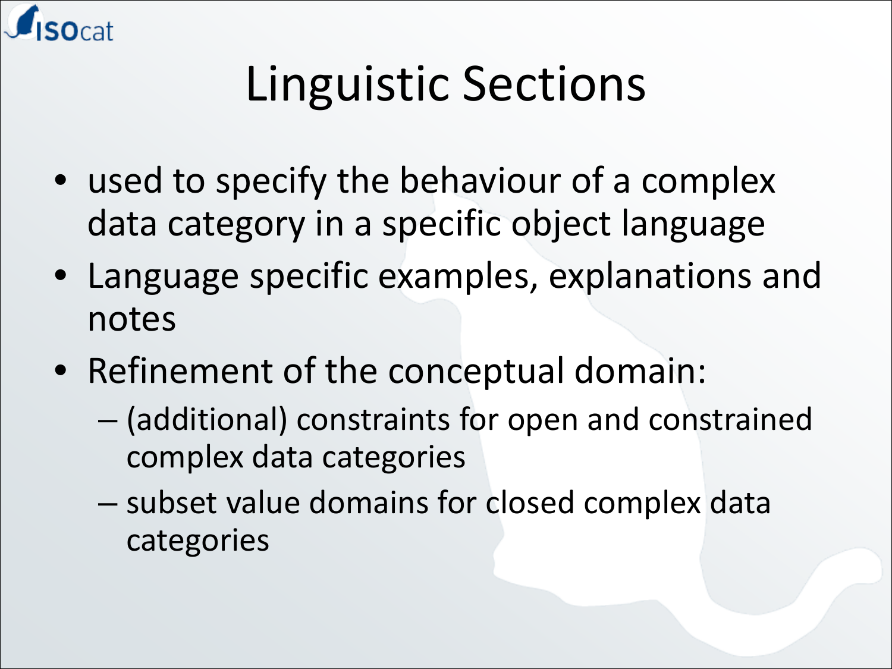# Linguistic Sections

- used to specify the behaviour of a complex data category in a specific object language
- Language specific examples, explanations and notes
- Refinement of the conceptual domain:
  - (additional) constraints for open and constrained complex data categories
  - subset value domains for closed complex data categories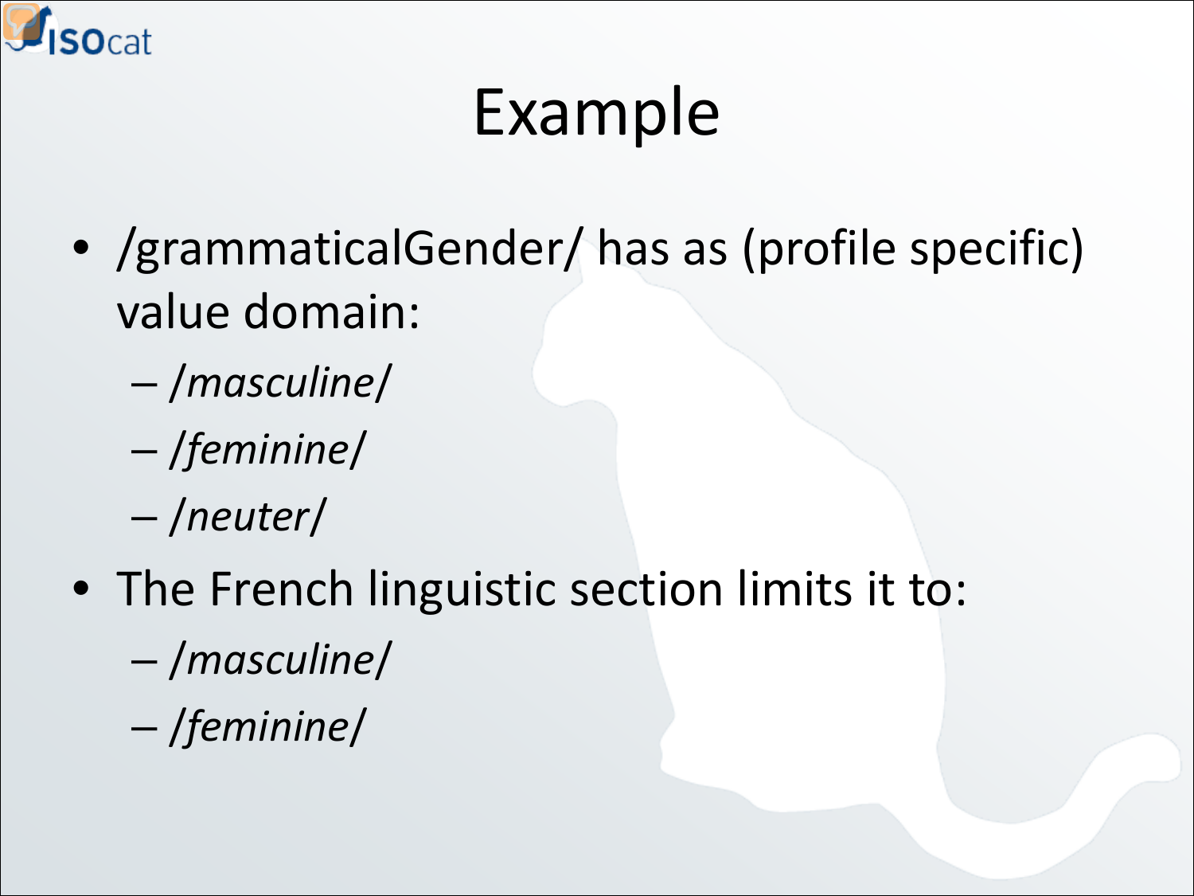# Example

- /grammaticalGender/ has as (profile specific) value domain:
  - */masculine/*
  - */feminine/*
  - */neuter/*
- The French linguistic section limits it to:
  - */masculine/*
  - */feminine/*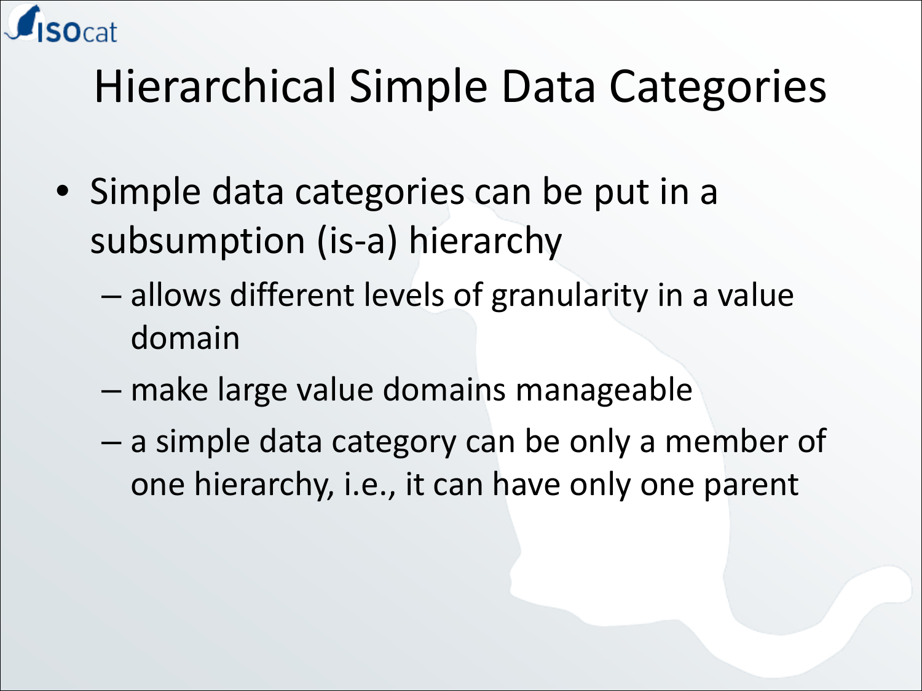# Hierarchical Simple Data Categories

- Simple data categories can be put in a subsumption (is-a) hierarchy
  - allows different levels of granularity in a value domain
  - make large value domains manageable
  - a simple data category can be only a member of one hierarchy, i.e., it can have only one parent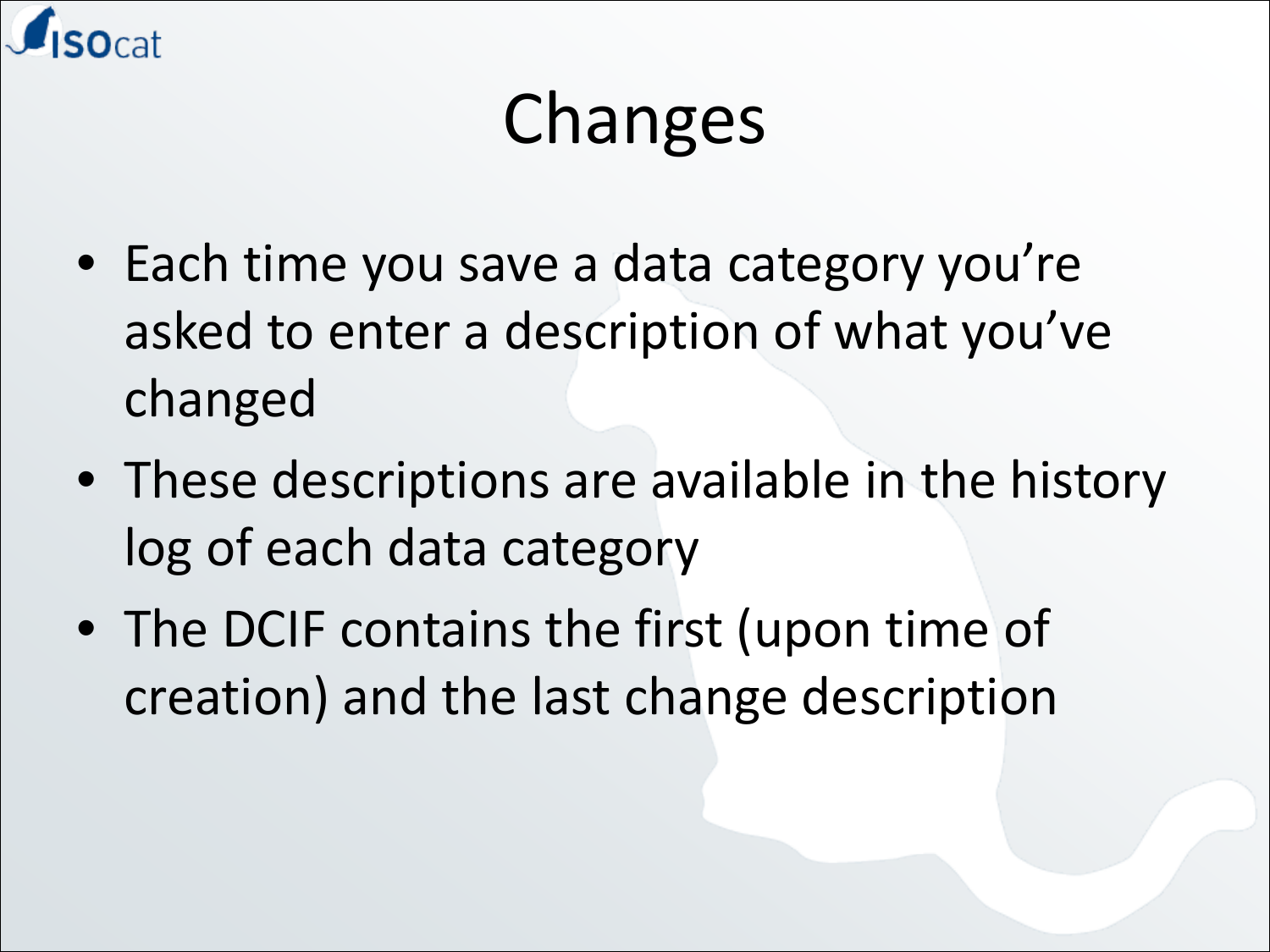# Changes

- Each time you save a data category you're asked to enter a description of what you've changed
- These descriptions are available in the history log of each data category
- The DCIF contains the first (upon time of creation) and the last change description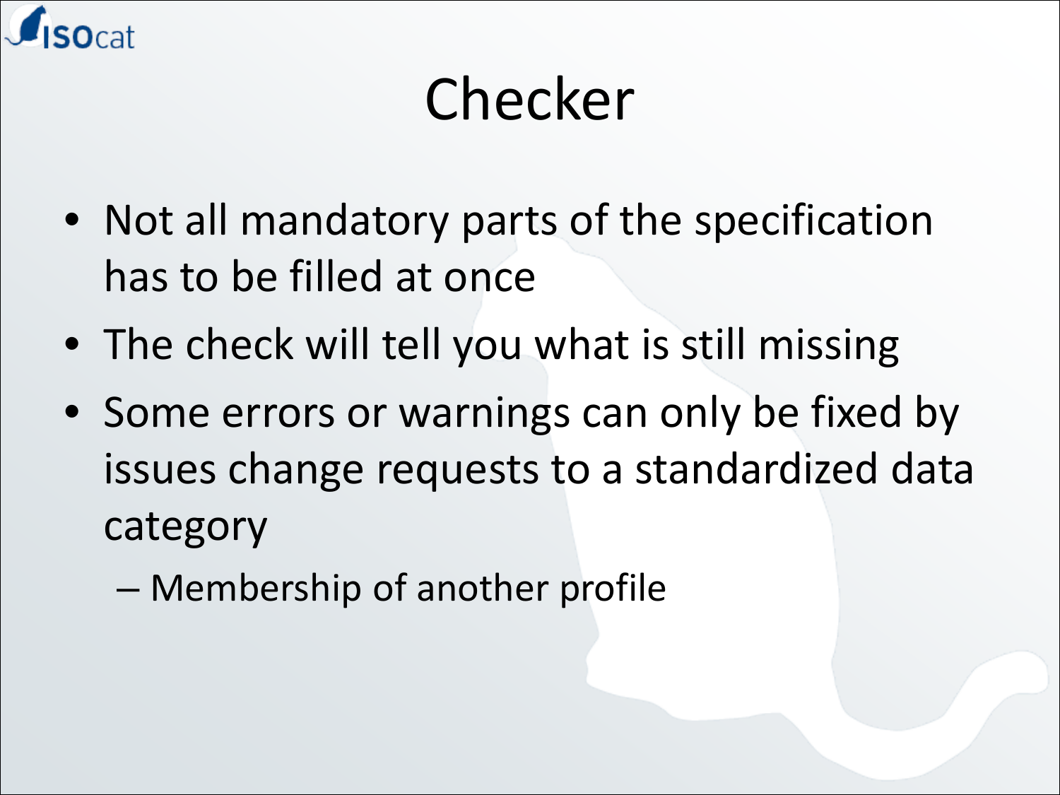# Checker

- Not all mandatory parts of the specification has to be filled at once
- The check will tell you what is still missing
- Some errors or warnings can only be fixed by issues change requests to a standardized data category
  - Membership of another profile